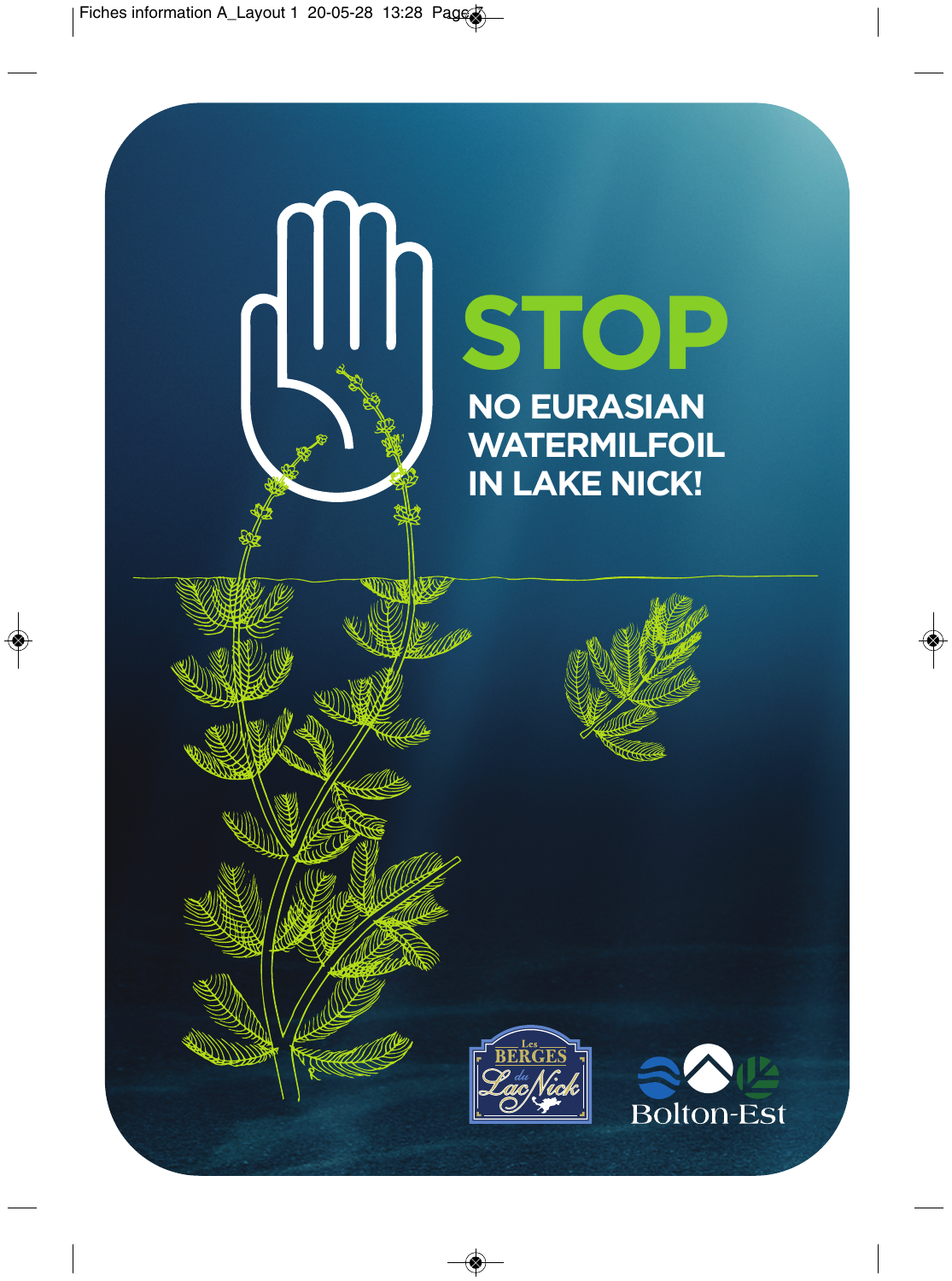# STOP

## NO EURASIAN WATERMILFOIL IN LAKE NICK!

Les BERGES du Lac Nick

Bolton-Est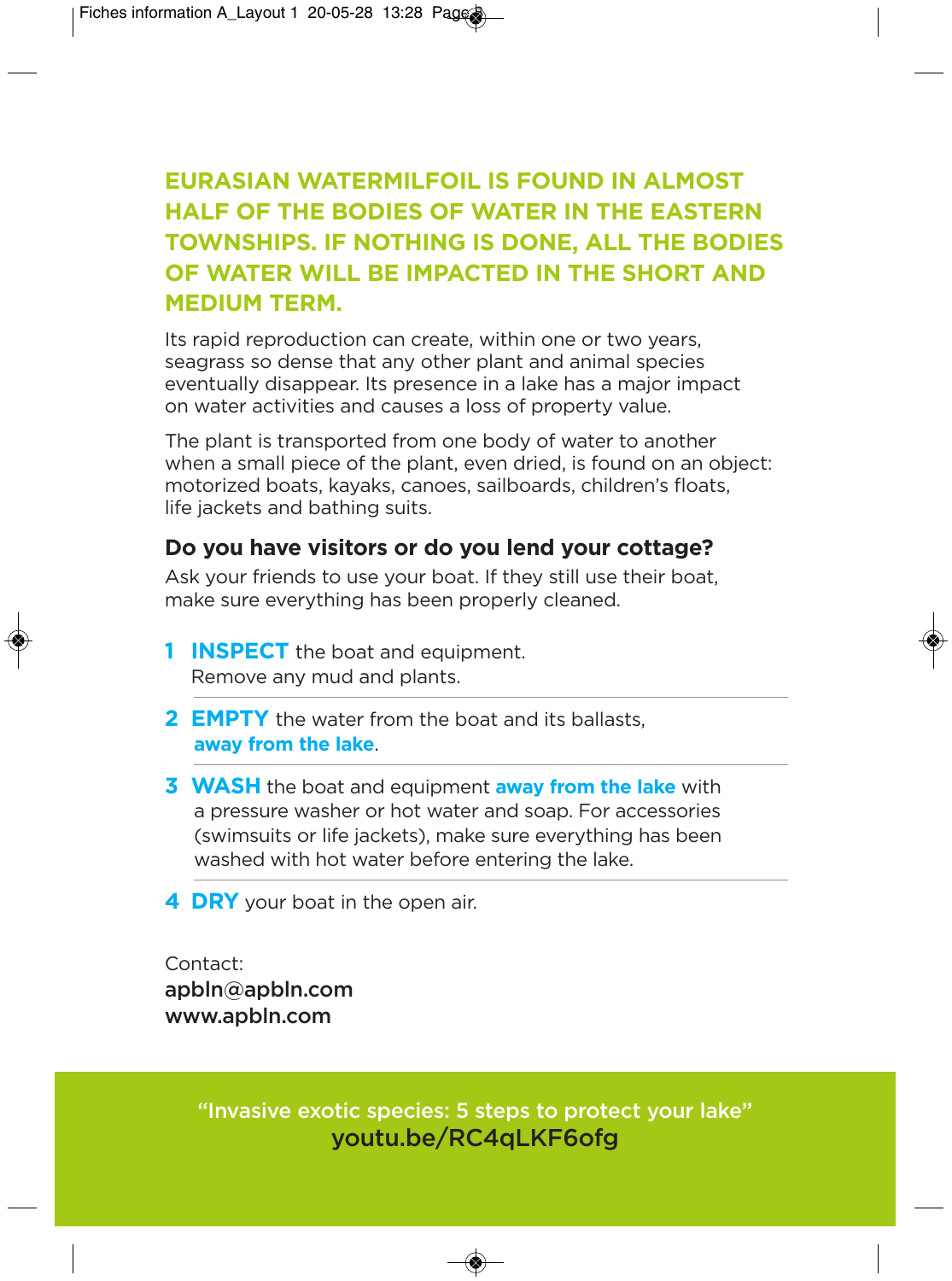## EURASIAN WATERMILFOIL IS FOUND IN ALMOST HALF OF THE BODIES OF WATER IN THE EASTERN TOWNSHIPS. IF NOTHING IS DONE, ALL THE BODIES OF WATER WILL BE IMPACTED IN THE SHORT AND MEDIUM TERM.

Its rapid reproduction can create, within one or two years, seagrass so dense that any other plant and animal species eventually disappear. Its presence in a lake has a major impact on water activities and causes a loss of property value.

The plant is transported from one body of water to another when a small piece of the plant, even dried, is found on an object: motorized boats, kayaks, canoes, sailboards, children's floats, life jackets and bathing suits.

### Do you have visitors or do you lend your cottage?

Ask your friends to use your boat. If they still use their boat, make sure everything has been properly cleaned.

1. **INSPECT** the boat and equipment. Remove any mud and plants.
2. **EMPTY** the water from the boat and its ballasts, **away from the lake**.
3. **WASH** the boat and equipment **away from the lake** with a pressure washer or hot water and soap. For accessories (swimsuits or life jackets), make sure everything has been washed with hot water before entering the lake.
4. **DRY** your boat in the open air.

Contact:
**apbln@apbln.com**
**www.apbln.com**

"Invasive exotic species: 5 steps to protect your lake"
youtu.be/RC4qLKF6ofg